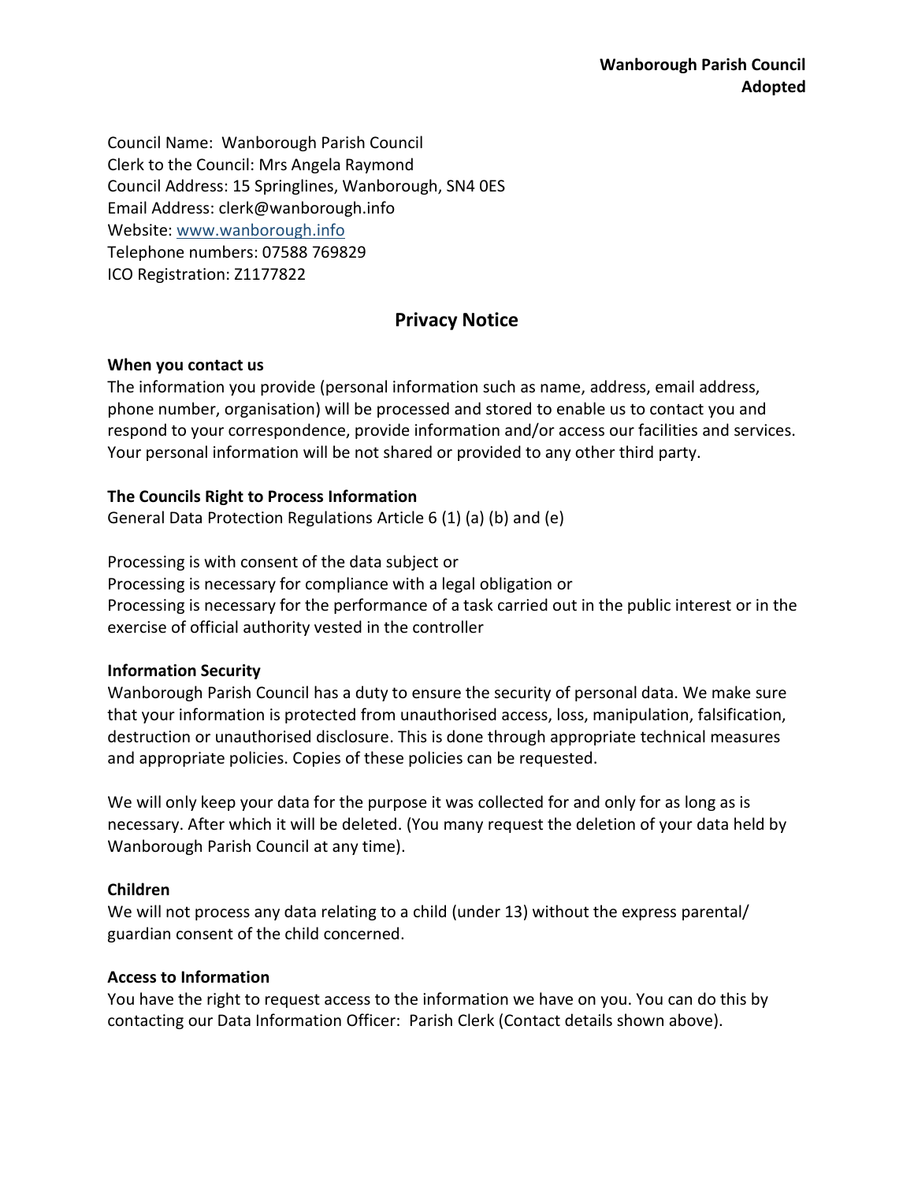**Wanborough Parish Council**
**Adopted**

Council Name: Wanborough Parish Council
Clerk to the Council: Mrs Angela Raymond
Council Address: 15 Springlines, Wanborough, SN4 0ES
Email Address: clerk@wanborough.info
Website: www.wanborough.info
Telephone numbers: 07588 769829
ICO Registration: Z1177822

# Privacy Notice

**When you contact us**

The information you provide (personal information such as name, address, email address, phone number, organisation) will be processed and stored to enable us to contact you and respond to your correspondence, provide information and/or access our facilities and services. Your personal information will be not shared or provided to any other third party.

**The Councils Right to Process Information**

General Data Protection Regulations Article 6 (1) (a) (b) and (e)

Processing is with consent of the data subject or
Processing is necessary for compliance with a legal obligation or
Processing is necessary for the performance of a task carried out in the public interest or in the exercise of official authority vested in the controller

**Information Security**

Wanborough Parish Council has a duty to ensure the security of personal data. We make sure that your information is protected from unauthorised access, loss, manipulation, falsification, destruction or unauthorised disclosure. This is done through appropriate technical measures and appropriate policies. Copies of these policies can be requested.

We will only keep your data for the purpose it was collected for and only for as long as is necessary. After which it will be deleted. (You many request the deletion of your data held by Wanborough Parish Council at any time).

**Children**

We will not process any data relating to a child (under 13) without the express parental/ guardian consent of the child concerned.

**Access to Information**

You have the right to request access to the information we have on you. You can do this by contacting our Data Information Officer: Parish Clerk (Contact details shown above).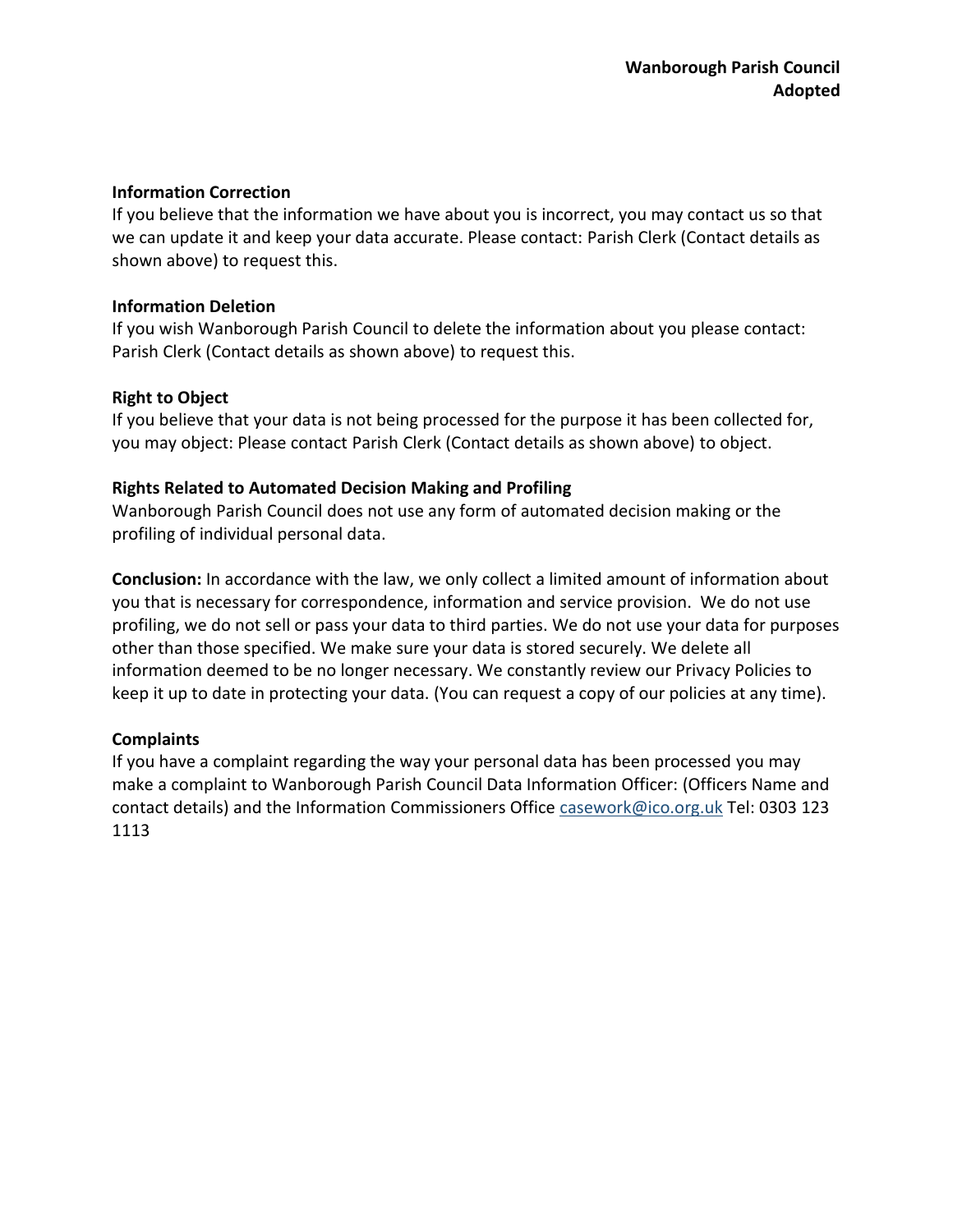**Information Correction**
If you believe that the information we have about you is incorrect, you may contact us so that we can update it and keep your data accurate. Please contact: Parish Clerk (Contact details as shown above) to request this.

**Information Deletion**
If you wish Wanborough Parish Council to delete the information about you please contact: Parish Clerk (Contact details as shown above) to request this.

**Right to Object**
If you believe that your data is not being processed for the purpose it has been collected for, you may object: Please contact Parish Clerk (Contact details as shown above) to object.

**Rights Related to Automated Decision Making and Profiling**
Wanborough Parish Council does not use any form of automated decision making or the profiling of individual personal data.

**Conclusion:** In accordance with the law, we only collect a limited amount of information about you that is necessary for correspondence, information and service provision. We do not use profiling, we do not sell or pass your data to third parties. We do not use your data for purposes other than those specified. We make sure your data is stored securely. We delete all information deemed to be no longer necessary. We constantly review our Privacy Policies to keep it up to date in protecting your data. (You can request a copy of our policies at any time).

**Complaints**
If you have a complaint regarding the way your personal data has been processed you may make a complaint to Wanborough Parish Council Data Information Officer: (Officers Name and contact details) and the Information Commissioners Office casework@ico.org.uk Tel: 0303 123 1113